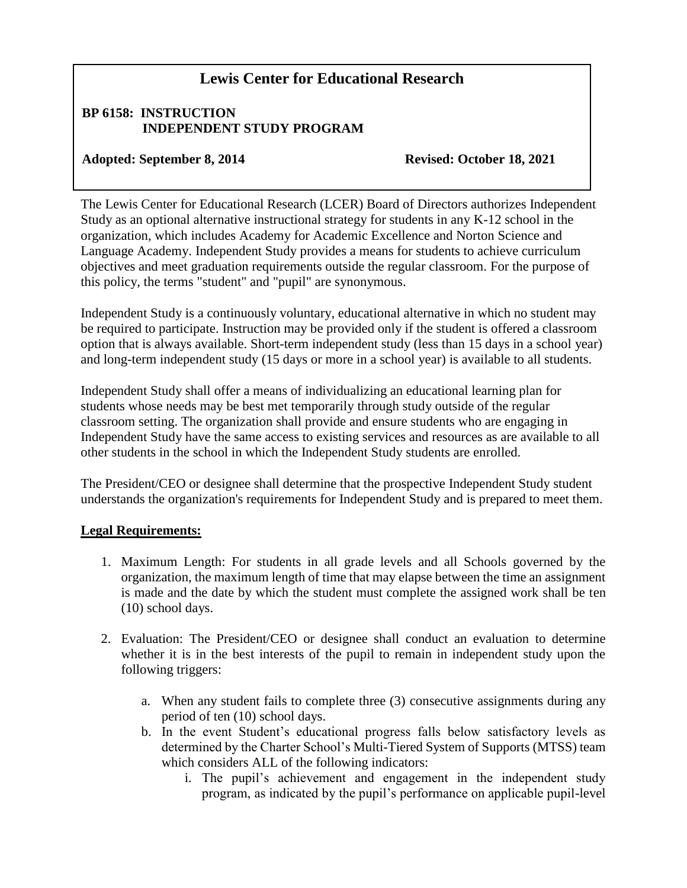# Lewis Center for Educational Research

**BP 6158: INSTRUCTION**
**INDEPENDENT STUDY PROGRAM**

**Adopted: September 8, 2014** **Revised: October 18, 2021**

The Lewis Center for Educational Research (LCER) Board of Directors authorizes Independent Study as an optional alternative instructional strategy for students in any K-12 school in the organization, which includes Academy for Academic Excellence and Norton Science and Language Academy. Independent Study provides a means for students to achieve curriculum objectives and meet graduation requirements outside the regular classroom. For the purpose of this policy, the terms "student" and "pupil" are synonymous.

Independent Study is a continuously voluntary, educational alternative in which no student may be required to participate. Instruction may be provided only if the student is offered a classroom option that is always available. Short-term independent study (less than 15 days in a school year) and long-term independent study (15 days or more in a school year) is available to all students.

Independent Study shall offer a means of individualizing an educational learning plan for students whose needs may be best met temporarily through study outside of the regular classroom setting. The organization shall provide and ensure students who are engaging in Independent Study have the same access to existing services and resources as are available to all other students in the school in which the Independent Study students are enrolled.

The President/CEO or designee shall determine that the prospective Independent Study student understands the organization's requirements for Independent Study and is prepared to meet them.

## Legal Requirements:

1. Maximum Length: For students in all grade levels and all Schools governed by the organization, the maximum length of time that may elapse between the time an assignment is made and the date by which the student must complete the assigned work shall be ten (10) school days.

2. Evaluation: The President/CEO or designee shall conduct an evaluation to determine whether it is in the best interests of the pupil to remain in independent study upon the following triggers:

   a. When any student fails to complete three (3) consecutive assignments during any period of ten (10) school days.
   b. In the event Student's educational progress falls below satisfactory levels as determined by the Charter School's Multi-Tiered System of Supports (MTSS) team which considers ALL of the following indicators:
      i. The pupil's achievement and engagement in the independent study program, as indicated by the pupil's performance on applicable pupil-level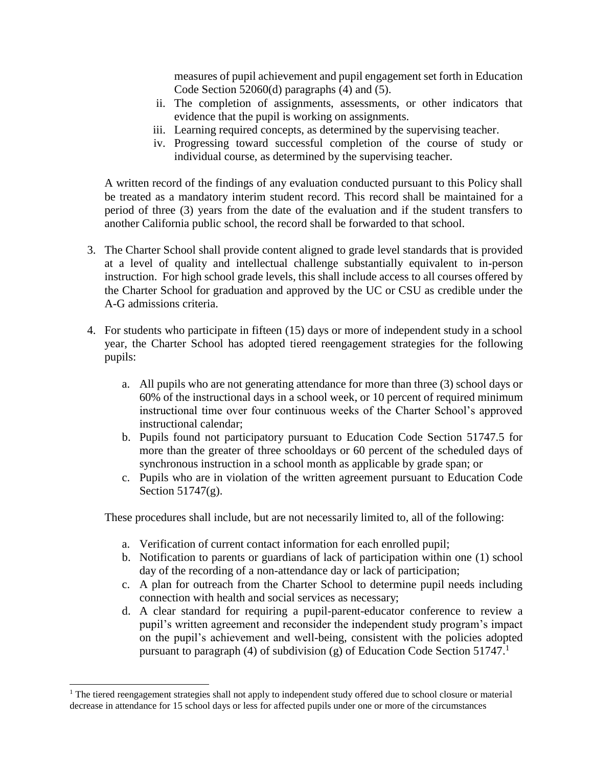measures of pupil achievement and pupil engagement set forth in Education Code Section 52060(d) paragraphs (4) and (5).

  ii. The completion of assignments, assessments, or other indicators that evidence that the pupil is working on assignments.
  iii. Learning required concepts, as determined by the supervising teacher.
  iv. Progressing toward successful completion of the course of study or individual course, as determined by the supervising teacher.

A written record of the findings of any evaluation conducted pursuant to this Policy shall be treated as a mandatory interim student record. This record shall be maintained for a period of three (3) years from the date of the evaluation and if the student transfers to another California public school, the record shall be forwarded to that school.

3. The Charter School shall provide content aligned to grade level standards that is provided at a level of quality and intellectual challenge substantially equivalent to in-person instruction. For high school grade levels, this shall include access to all courses offered by the Charter School for graduation and approved by the UC or CSU as credible under the A-G admissions criteria.

4. For students who participate in fifteen (15) days or more of independent study in a school year, the Charter School has adopted tiered reengagement strategies for the following pupils:

   a. All pupils who are not generating attendance for more than three (3) school days or 60% of the instructional days in a school week, or 10 percent of required minimum instructional time over four continuous weeks of the Charter School's approved instructional calendar;
   b. Pupils found not participatory pursuant to Education Code Section 51747.5 for more than the greater of three schooldays or 60 percent of the scheduled days of synchronous instruction in a school month as applicable by grade span; or
   c. Pupils who are in violation of the written agreement pursuant to Education Code Section 51747(g).

   These procedures shall include, but are not necessarily limited to, all of the following:

   a. Verification of current contact information for each enrolled pupil;
   b. Notification to parents or guardians of lack of participation within one (1) school day of the recording of a non-attendance day or lack of participation;
   c. A plan for outreach from the Charter School to determine pupil needs including connection with health and social services as necessary;
   d. A clear standard for requiring a pupil-parent-educator conference to review a pupil's written agreement and reconsider the independent study program's impact on the pupil's achievement and well-being, consistent with the policies adopted pursuant to paragraph (4) of subdivision (g) of Education Code Section 51747.[1]

[1] The tiered reengagement strategies shall not apply to independent study offered due to school closure or material decrease in attendance for 15 school days or less for affected pupils under one or more of the circumstances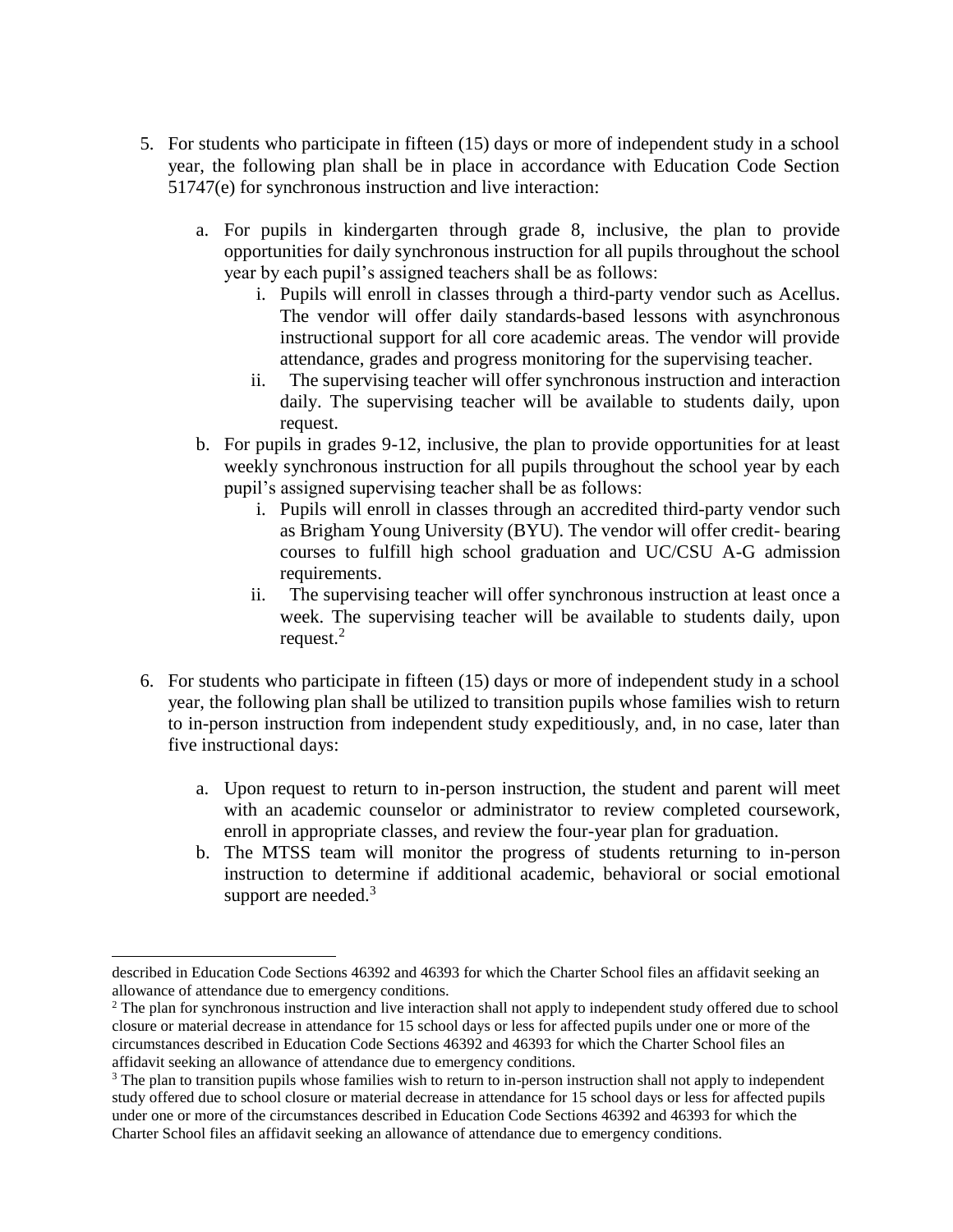5. For students who participate in fifteen (15) days or more of independent study in a school year, the following plan shall be in place in accordance with Education Code Section 51747(e) for synchronous instruction and live interaction:

   a. For pupils in kindergarten through grade 8, inclusive, the plan to provide opportunities for daily synchronous instruction for all pupils throughout the school year by each pupil's assigned teachers shall be as follows:
      i. Pupils will enroll in classes through a third-party vendor such as Acellus. The vendor will offer daily standards-based lessons with asynchronous instructional support for all core academic areas. The vendor will provide attendance, grades and progress monitoring for the supervising teacher.
      ii. The supervising teacher will offer synchronous instruction and interaction daily. The supervising teacher will be available to students daily, upon request.

   b. For pupils in grades 9-12, inclusive, the plan to provide opportunities for at least weekly synchronous instruction for all pupils throughout the school year by each pupil's assigned supervising teacher shall be as follows:
      i. Pupils will enroll in classes through an accredited third-party vendor such as Brigham Young University (BYU). The vendor will offer credit- bearing courses to fulfill high school graduation and UC/CSU A-G admission requirements.
      ii. The supervising teacher will offer synchronous instruction at least once a week. The supervising teacher will be available to students daily, upon request.[2]

6. For students who participate in fifteen (15) days or more of independent study in a school year, the following plan shall be utilized to transition pupils whose families wish to return to in-person instruction from independent study expeditiously, and, in no case, later than five instructional days:

   a. Upon request to return to in-person instruction, the student and parent will meet with an academic counselor or administrator to review completed coursework, enroll in appropriate classes, and review the four-year plan for graduation.
   b. The MTSS team will monitor the progress of students returning to in-person instruction to determine if additional academic, behavioral or social emotional support are needed.[3]

---

described in Education Code Sections 46392 and 46393 for which the Charter School files an affidavit seeking an allowance of attendance due to emergency conditions.

[2] The plan for synchronous instruction and live interaction shall not apply to independent study offered due to school closure or material decrease in attendance for 15 school days or less for affected pupils under one or more of the circumstances described in Education Code Sections 46392 and 46393 for which the Charter School files an affidavit seeking an allowance of attendance due to emergency conditions.

[3] The plan to transition pupils whose families wish to return to in-person instruction shall not apply to independent study offered due to school closure or material decrease in attendance for 15 school days or less for affected pupils under one or more of the circumstances described in Education Code Sections 46392 and 46393 for which the Charter School files an affidavit seeking an allowance of attendance due to emergency conditions.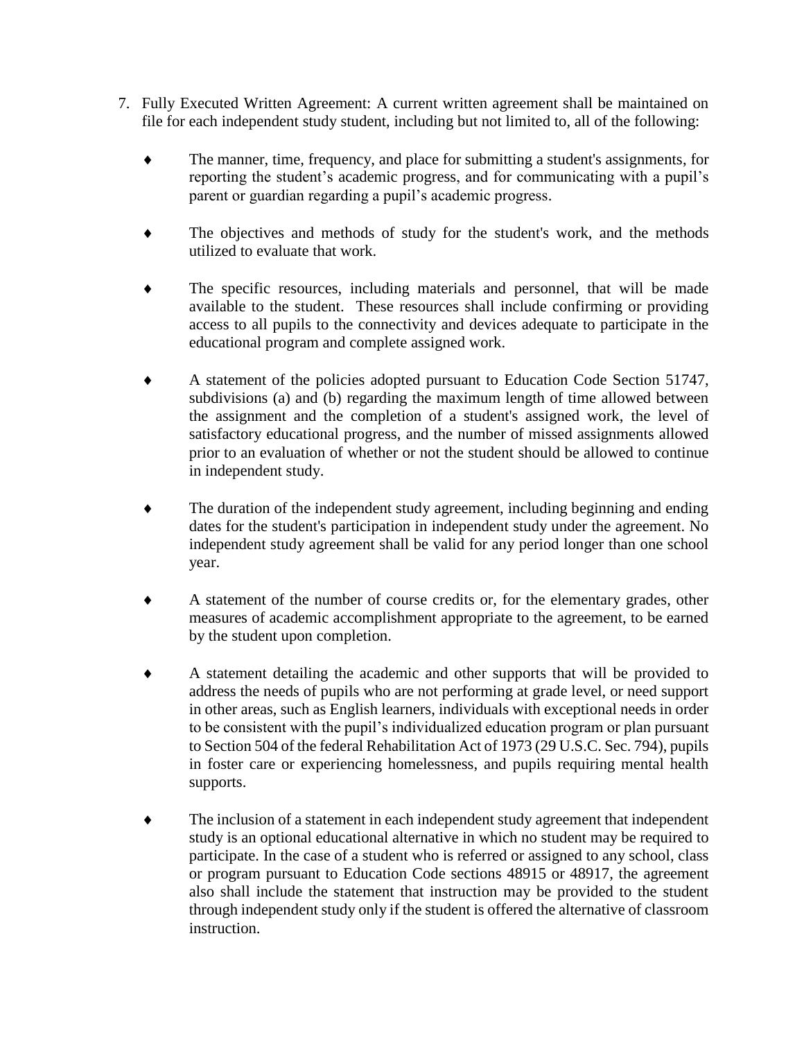7. Fully Executed Written Agreement: A current written agreement shall be maintained on file for each independent study student, including but not limited to, all of the following:

   - The manner, time, frequency, and place for submitting a student's assignments, for reporting the student's academic progress, and for communicating with a pupil's parent or guardian regarding a pupil's academic progress.

   - The objectives and methods of study for the student's work, and the methods utilized to evaluate that work.

   - The specific resources, including materials and personnel, that will be made available to the student. These resources shall include confirming or providing access to all pupils to the connectivity and devices adequate to participate in the educational program and complete assigned work.

   - A statement of the policies adopted pursuant to Education Code Section 51747, subdivisions (a) and (b) regarding the maximum length of time allowed between the assignment and the completion of a student's assigned work, the level of satisfactory educational progress, and the number of missed assignments allowed prior to an evaluation of whether or not the student should be allowed to continue in independent study.

   - The duration of the independent study agreement, including beginning and ending dates for the student's participation in independent study under the agreement. No independent study agreement shall be valid for any period longer than one school year.

   - A statement of the number of course credits or, for the elementary grades, other measures of academic accomplishment appropriate to the agreement, to be earned by the student upon completion.

   - A statement detailing the academic and other supports that will be provided to address the needs of pupils who are not performing at grade level, or need support in other areas, such as English learners, individuals with exceptional needs in order to be consistent with the pupil's individualized education program or plan pursuant to Section 504 of the federal Rehabilitation Act of 1973 (29 U.S.C. Sec. 794), pupils in foster care or experiencing homelessness, and pupils requiring mental health supports.

   - The inclusion of a statement in each independent study agreement that independent study is an optional educational alternative in which no student may be required to participate. In the case of a student who is referred or assigned to any school, class or program pursuant to Education Code sections 48915 or 48917, the agreement also shall include the statement that instruction may be provided to the student through independent study only if the student is offered the alternative of classroom instruction.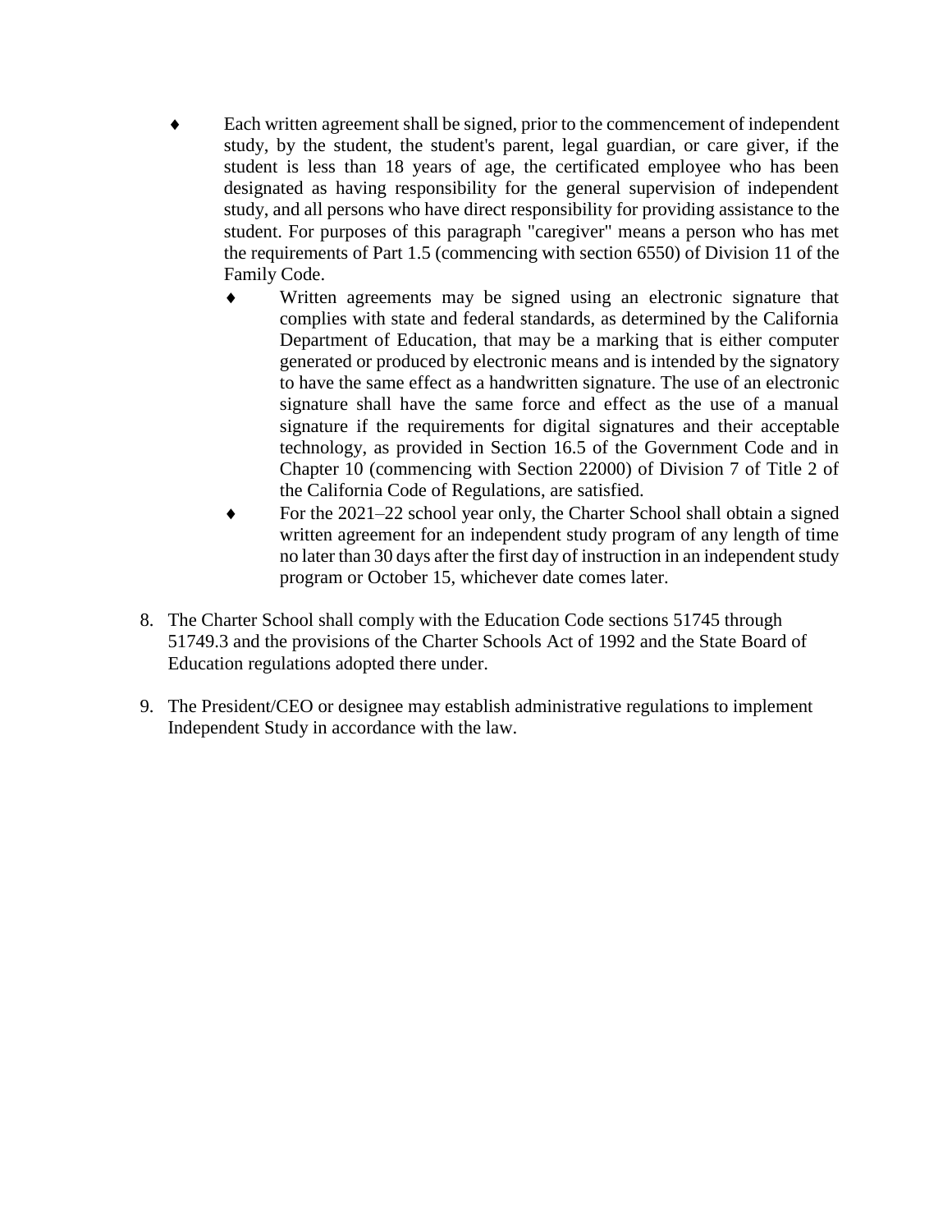- Each written agreement shall be signed, prior to the commencement of independent study, by the student, the student's parent, legal guardian, or care giver, if the student is less than 18 years of age, the certificated employee who has been designated as having responsibility for the general supervision of independent study, and all persons who have direct responsibility for providing assistance to the student. For purposes of this paragraph "caregiver" means a person who has met the requirements of Part 1.5 (commencing with section 6550) of Division 11 of the Family Code.
  - Written agreements may be signed using an electronic signature that complies with state and federal standards, as determined by the California Department of Education, that may be a marking that is either computer generated or produced by electronic means and is intended by the signatory to have the same effect as a handwritten signature. The use of an electronic signature shall have the same force and effect as the use of a manual signature if the requirements for digital signatures and their acceptable technology, as provided in Section 16.5 of the Government Code and in Chapter 10 (commencing with Section 22000) of Division 7 of Title 2 of the California Code of Regulations, are satisfied.
  - For the 2021–22 school year only, the Charter School shall obtain a signed written agreement for an independent study program of any length of time no later than 30 days after the first day of instruction in an independent study program or October 15, whichever date comes later.

8. The Charter School shall comply with the Education Code sections 51745 through 51749.3 and the provisions of the Charter Schools Act of 1992 and the State Board of Education regulations adopted there under.

9. The President/CEO or designee may establish administrative regulations to implement Independent Study in accordance with the law.